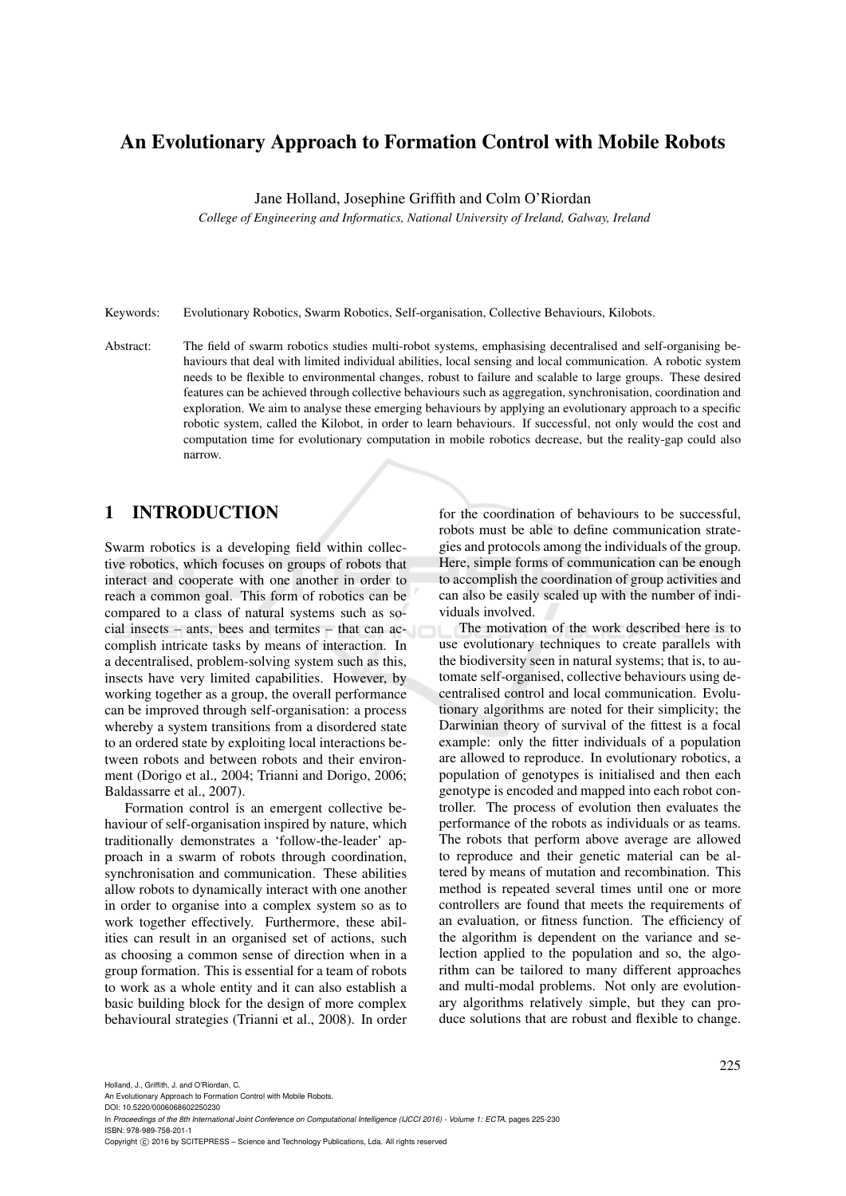# An Evolutionary Approach to Formation Control with Mobile Robots

Jane Holland, Josephine Griffith and Colm O'Riordan

*College of Engineering and Informatics, National University of Ireland, Galway, Ireland*

Keywords: Evolutionary Robotics, Swarm Robotics, Self-organisation, Collective Behaviours, Kilobots.

Abstract: The field of swarm robotics studies multi-robot systems, emphasising decentralised and self-organising behaviours that deal with limited individual abilities, local sensing and local communication. A robotic system needs to flexible to environmental changes, robust to failure and scalable to large groups. These desired features can be achieved through collective behaviours such as aggregation, synchronisation, coordination and exploration. We aim to analyse these emerging behaviours by applying an evolutionary approach to a specific robotic system, called the Kilobot, in order to learn behaviours. If successful, not only would the cost and computation time for evolutionary computation in mobile robotics decrease, but the reality-gap could also narrow.

## 1 INTRODUCTION

Swarm robotics is a developing field within collective robotics, which focuses on groups of robots that interact and cooperate with one another in order to reach a common goal. This form of robotics can be compared to a class of natural systems such as social insects – ants, bees and termites – that can accomplish intricate tasks by means of interaction. In a decentralised, problem-solving system such as this, insects have very limited capabilities. However, by working together as a group, the overall performance can be improved through self-organisation: a process whereby a system transitions from a disordered state to an ordered state by exploiting local interactions between robots and between robots and their environment (Dorigo et al., 2004; Trianni and Dorigo, 2006; Baldassarre et al., 2007).

Formation control is an emergent collective behaviour of self-organisation inspired by nature, which traditionally demonstrates a 'follow-the-leader' approach in a swarm of robots through coordination, synchronisation and communication. These abilities allow robots to dynamically interact with one another in order to organise into a complex system so as to work together effectively. Furthermore, these abilities can result in an organised set of actions, such as choosing a common sense of direction when in a group formation. This is essential for a team of robots to work as a whole entity and it can also establish a basic building block for the design of more complex behavioural strategies (Trianni et al., 2008). In order for the coordination of behaviours to be successful, robots must be able to define communication strategies and protocols among the individuals of the group. Here, simple forms of communication can be enough to accomplish the coordination of group activities and can also be easily scaled up with the number of individuals involved.

The motivation of the work described here is to use evolutionary techniques to create parallels with the biodiversity seen in natural systems; that is, to automate self-organised, collective behaviours using decentralised control and local communication. Evolutionary algorithms are noted for their simplicity; the Darwinian theory of survival of the fittest is a focal example: only the fitter individuals of a population are allowed to reproduce. In evolutionary robotics, a population of genotypes is initialised and then each genotype is encoded and mapped into each robot controller. The process of evolution then evaluates the performance of the robots as individuals or as teams. The robots that perform above average are allowed to reproduce and their genetic material can be altered by means of mutation and recombination. This method is repeated several times until one or more controllers are found that meets the requirements of an evaluation, or fitness function. The efficiency of the algorithm is dependent on the variance and selection applied to the population and so, the algorithm can be tailored to many different approaches and multi-modal problems. Not only are evolutionary algorithms relatively simple, but they can produce solutions that are robust and flexible to change.

Holland, J., Griffith, J. and O'Riordan, C.
An Evolutionary Approach to Formation Control with Mobile Robots.
DOI: 10.5220/0006068602250230
In *Proceedings of the 8th International Joint Conference on Computational Intelligence (IJCCI 2016) - Volume 1: ECTA*, pages 225-230
ISBN: 978-989-758-201-1
Copyright © 2016 by SCITEPRESS – Science and Technology Publications, Lda. All rights reserved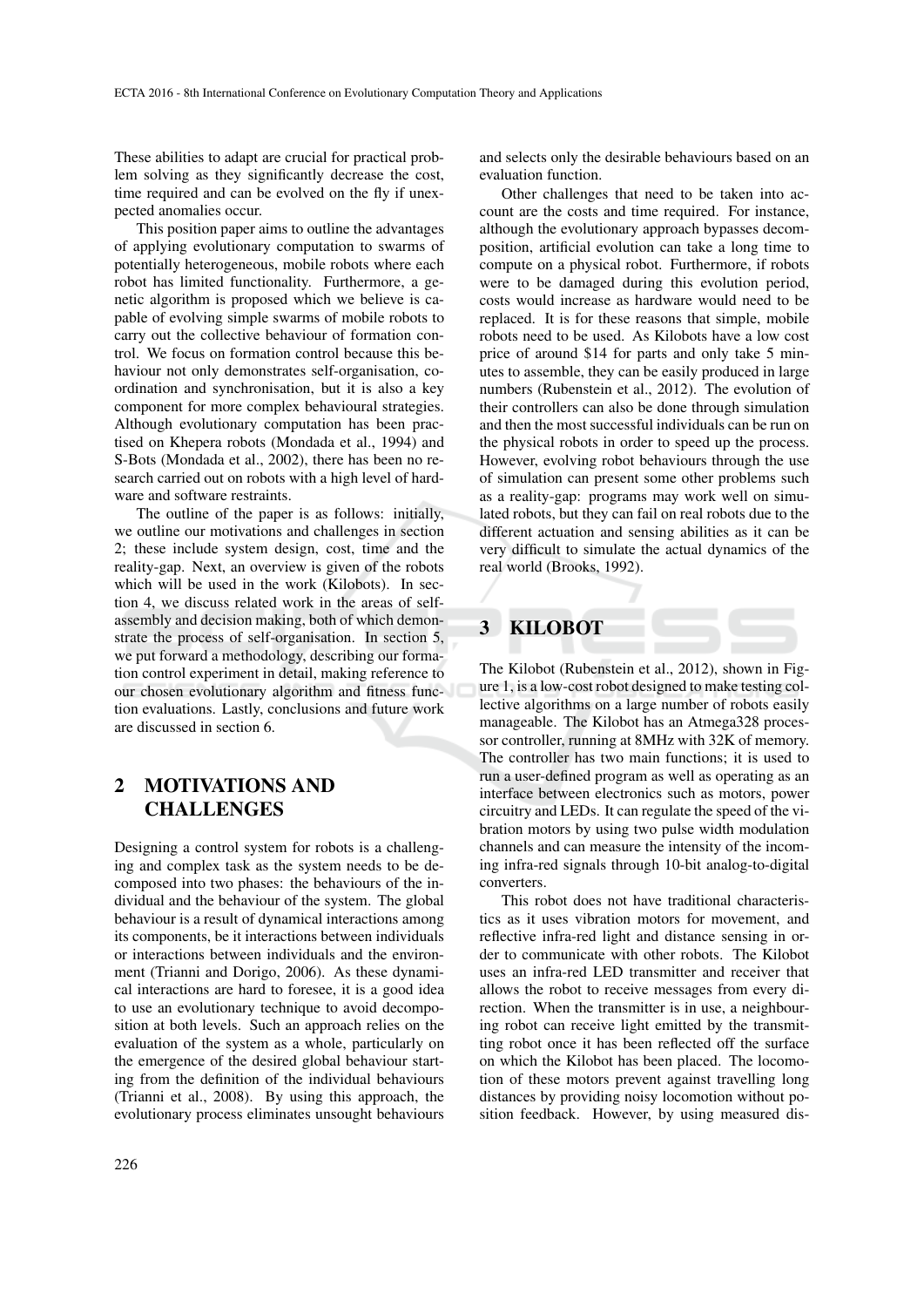These abilities to adapt are crucial for practical problem solving as they significantly decrease the cost, time required and can be evolved on the fly if unexpected anomalies occur.

This position paper aims to outline the advantages of applying evolutionary computation to swarms of potentially heterogeneous, mobile robots where each robot has limited functionality. Furthermore, a genetic algorithm is proposed which we believe is capable of evolving simple swarms of mobile robots to carry out the collective behaviour of formation control. We focus on formation control because this behaviour not only demonstrates self-organisation, coordination and synchronisation, but it is also a key component for more complex behavioural strategies. Although evolutionary computation has been practised on Khepera robots (Mondada et al., 1994) and S-Bots (Mondada et al., 2002), there has been no research carried out on robots with a high level of hardware and software restraints.

The outline of the paper is as follows: initially, we outline our motivations and challenges in section 2; these include system design, cost, time and the reality-gap. Next, an overview is given of the robots which will be used in the work (Kilobots). In section 4, we discuss related work in the areas of self-assembly and decision making, both of which demonstrate the process of self-organisation. In section 5, we put forward a methodology, describing our formation control experiment in detail, making reference to our chosen evolutionary algorithm and fitness function evaluations. Lastly, conclusions and future work are discussed in section 6.

## 2 MOTIVATIONS AND CHALLENGES

Designing a control system for robots is a challenging and complex task as the system needs to be decomposed into two phases: the behaviours of the individual and the behaviour of the system. The global behaviour is a result of dynamical interactions among its components, be it interactions between individuals or interactions between individuals and the environment (Trianni and Dorigo, 2006). As these dynamical interactions are hard to foresee, it is a good idea to use an evolutionary technique to avoid decomposition at both levels. Such an approach relies on the evaluation of the system as a whole, particularly on the emergence of the desired global behaviour starting from the definition of the individual behaviours (Trianni et al., 2008). By using this approach, the evolutionary process eliminates unsought behaviours and selects only the desirable behaviours based on an evaluation function.

Other challenges that need to be taken into account are the costs and time required. For instance, although the evolutionary approach bypasses decomposition, artificial evolution can take a long time to compute on a physical robot. Furthermore, if robots were to be damaged during this evolution period, costs would increase as hardware would need to be replaced. It is for these reasons that simple, mobile robots need to be used. As Kilobots have a low cost price of around \$14 for parts and only take 5 minutes to assemble, they can be easily produced in large numbers (Rubenstein et al., 2012). The evolution of their controllers can also be done through simulation and then the most successful individuals can be run on the physical robots in order to speed up the process. However, evolving robot behaviours through the use of simulation can present some other problems such as a reality-gap: programs may work well on simulated robots, but they can fail on real robots due to the different actuation and sensing abilities as it can be very difficult to simulate the actual dynamics of the real world (Brooks, 1992).

## 3 KILOBOT

The Kilobot (Rubenstein et al., 2012), shown in Figure 1, is a low-cost robot designed to make testing collective algorithms on a large number of robots easily manageable. The Kilobot has an Atmega328 processor controller, running at 8MHz with 32K of memory. The controller has two main functions; it is used to run a user-defined program as well as operating as an interface between electronics such as motors, power circuitry and LEDs. It can regulate the speed of the vibration motors by using two pulse width modulation channels and can measure the intensity of the incoming infra-red signals through 10-bit analog-to-digital converters.

This robot does not have traditional characteristics as it uses vibration motors for movement, and reflective infra-red light and distance sensing in order to communicate with other robots. The Kilobot uses an infra-red LED transmitter and receiver that allows the robot to receive messages from every direction. When the transmitter is in use, a neighbouring robot can receive light emitted by the transmitting robot once it has been reflected off the surface on which the Kilobot has been placed. The locomotion of these motors prevent against travelling long distances by providing noisy locomotion without position feedback. However, by using measured dis-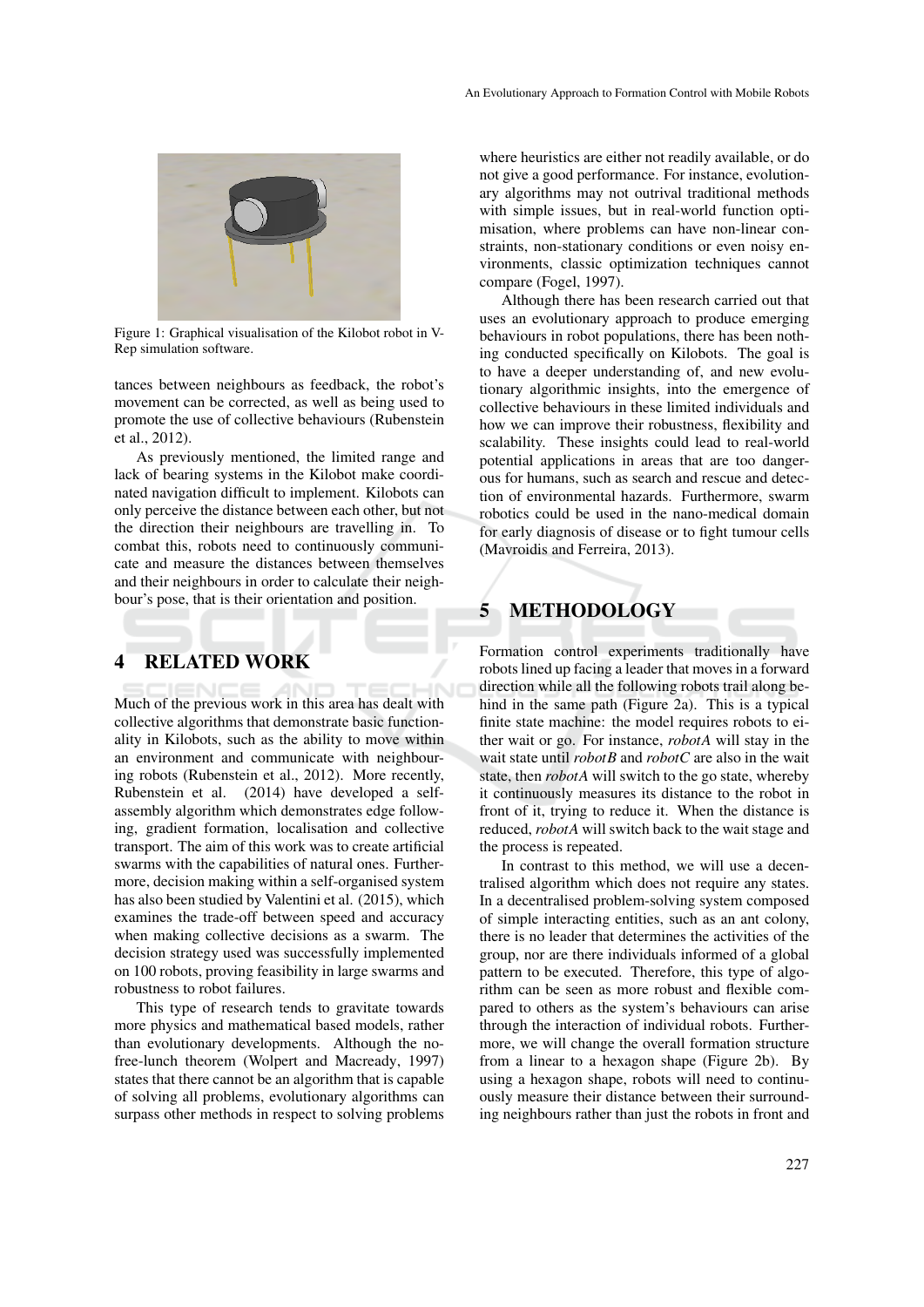Figure 1: Graphical visualisation of the Kilobot robot in V-Rep simulation software.

tances between neighbours as feedback, the robot's movement can be corrected, as well as being used to promote the use of collective behaviours (Rubenstein et al., 2012).

As previously mentioned, the limited range and lack of bearing systems in the Kilobot make coordinated navigation difficult to implement. Kilobots can only perceive the distance between each other, but not the direction their neighbours are travelling in. To combat this, robots need to continuously communicate and measure the distances between themselves and their neighbours in order to calculate their neighbour's pose, that is their orientation and position.

## 4 RELATED WORK

Much of the previous work in this area has dealt with collective algorithms that demonstrate basic functionality in Kilobots, such as the ability to move within an environment and communicate with neighbouring robots (Rubenstein et al., 2012). More recently, Rubenstein et al. (2014) have developed a self-assembly algorithm which demonstrates edge following, gradient formation, localisation and collective transport. The aim of this work was to create artificial swarms with the capabilities of natural ones. Furthermore, decision making within a self-organised system has also been studied by Valentini et al. (2015), which examines the trade-off between speed and accuracy when making collective decisions as a swarm. The decision strategy used was successfully implemented on 100 robots, proving feasibility in large swarms and robustness to robot failures.

This type of research tends to gravitate towards more physics and mathematical based models, rather than evolutionary developments. Although the no-free-lunch theorem (Wolpert and Macready, 1997) states that there cannot be an algorithm that is capable of solving all problems, evolutionary algorithms can surpass other methods in respect to solving problems where heuristics are either not readily available, or do not give a good performance. For instance, evolutionary algorithms may not outrival traditional methods with simple issues, but in real-world function optimisation, where problems can have non-linear constraints, non-stationary conditions or even noisy environments, classic optimization techniques cannot compare (Fogel, 1997).

Although there has been research carried out that uses an evolutionary approach to produce emerging behaviours in robot populations, there has been nothing conducted specifically on Kilobots. The goal is to have a deeper understanding of, and new evolutionary algorithmic insights, into the emergence of collective behaviours in these limited individuals and how we can improve their robustness, flexibility and scalability. These insights could lead to real-world potential applications in areas that are too dangerous for humans, such as search and rescue and detection of environmental hazards. Furthermore, swarm robotics could be used in the nano-medical domain for early diagnosis of disease or to fight tumour cells (Mavroidis and Ferreira, 2013).

## 5 METHODOLOGY

Formation control experiments traditionally have robots lined up facing a leader that moves in a forward direction while all the following robots trail along behind in the same path (Figure 2a). This is a typical finite state machine: the model requires robots to either wait or go. For instance, *robotA* will stay in the wait state until *robotB* and *robotC* are also in the wait state, then *robotA* will switch to the go state, whereby it continuously measures its distance to the robot in front of it, trying to reduce it. When the distance is reduced, *robotA* will switch back to the wait stage and the process is repeated.

In contrast to this method, we will use a decentralised algorithm which does not require any states. In a decentralised problem-solving system composed of simple interacting entities, such as an ant colony, there is no leader that determines the activities of the group, nor are there individuals informed of a global pattern to be executed. Therefore, this type of algorithm can be seen as more robust and flexible compared to others as the system's behaviours can arise through the interaction of individual robots. Furthermore, we will change the overall formation structure from a linear to a hexagon shape (Figure 2b). By using a hexagon shape, robots will need to continuously measure their distance between their surrounding neighbours rather than just the robots in front and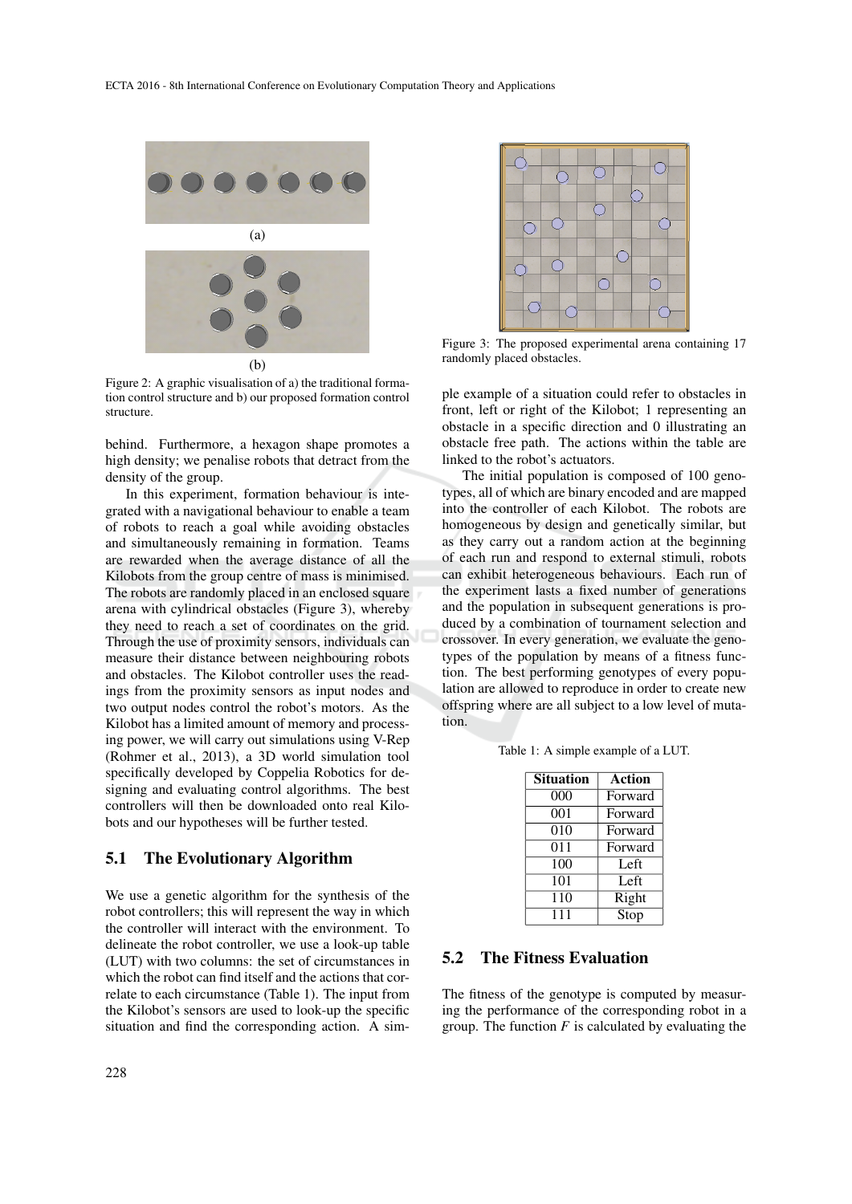(a)

(b)

Figure 2: A graphic visualisation of a) the traditional formation control structure and b) our proposed formation control structure.

behind. Furthermore, a hexagon shape promotes a high density; we penalise robots that detract from the density of the group.

In this experiment, formation behaviour is integrated with a navigational behaviour to enable a team of robots to reach a goal while avoiding obstacles and simultaneously remaining in formation. Teams are rewarded when the average distance of all the Kilobots from the group centre of mass is minimised. The robots are randomly placed in an enclosed square arena with cylindrical obstacles (Figure 3), whereby they need to reach a set of coordinates on the grid. Through the use of proximity sensors, individuals can measure their distance between neighbouring robots and obstacles. The Kilobot controller uses the readings from the proximity sensors as input nodes and two output nodes control the robot's motors. As the Kilobot has a limited amount of memory and processing power, we will carry out simulations using V-Rep (Rohmer et al., 2013), a 3D world simulation tool specifically developed by Coppelia Robotics for designing and evaluating control algorithms. The best controllers will then be downloaded onto real Kilobots and our hypotheses will be further tested.

## 5.1 The Evolutionary Algorithm

We use a genetic algorithm for the synthesis of the robot controllers; this will represent the way in which the controller will interact with the environment. To delineate the robot controller, we use a look-up table (LUT) with two columns: the set of circumstances in which the robot can find itself and the actions that correlate to each circumstance (Table 1). The input from the Kilobot's sensors are used to look-up the specific situation and find the corresponding action. A simple example of a situation could refer to obstacles in front, left or right of the Kilobot; 1 representing an obstacle in a specific direction and 0 illustrating an obstacle free path. The actions within the table are linked to the robot's actuators.

Figure 3: The proposed experimental arena containing 17 randomly placed obstacles.

The initial population is composed of 100 genotypes, all of which are binary encoded and are mapped into the controller of each Kilobot. The robots are homogeneous by design and genetically similar, but as they carry out a random action at the beginning of each run and respond to external stimuli, robots can exhibit heterogeneous behaviours. Each run of the experiment lasts a fixed number of generations and the population in subsequent generations is produced by a combination of tournament selection and crossover. In every generation, we evaluate the genotypes of the population by means of a fitness function. The best performing genotypes of every population are allowed to reproduce in order to create new offspring where are all subject to a low level of mutation.

Table 1: A simple example of a LUT.

| Situation | Action |
|---|---|
| 000 | Forward |
| 001 | Forward |
| 010 | Forward |
| 011 | Forward |
| 100 | Left |
| 101 | Left |
| 110 | Right |
| 111 | Stop |

## 5.2 The Fitness Evaluation

The fitness of the genotype is computed by measuring the performance of the corresponding robot in a group. The function $F$ is calculated by evaluating the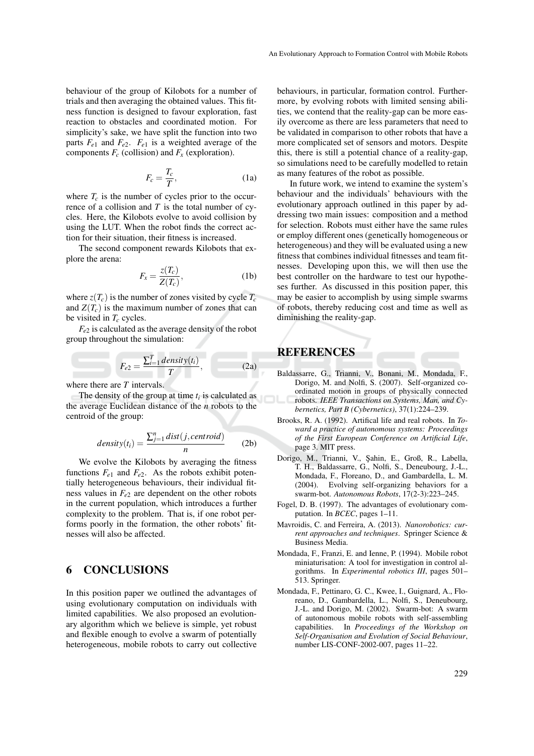behaviour of the group of Kilobots for a number of trials and then averaging the obtained values. This fitness function is designed to favour exploration, fast reaction to obstacles and coordinated motion. For simplicity's sake, we have split the function into two parts $F_{e1}$ and $F_{e2}$. $F_{e1}$ is a weighted average of the components $F_c$ (collision) and $F_x$ (exploration).

$$F_c = \frac{T_c}{T}, \tag{1a}$$

where $T_c$ is the number of cycles prior to the occurrence of a collision and $T$ is the total number of cycles. Here, the Kilobots evolve to avoid collision by using the LUT. When the robot finds the correct action for their situation, their fitness is increased.

The second component rewards Kilobots that explore the arena:

$$F_x = \frac{z(T_c)}{Z(T_c)}, \tag{1b}$$

where $z(T_c)$ is the number of zones visited by cycle $T_c$ and $Z(T_c)$ is the maximum number of zones that can be visited in $T_c$ cycles.

$F_{e2}$ is calculated as the average density of the robot group throughout the simulation:

$$F_{e2} = \frac{\sum_{i=1}^{T} density(t_i)}{T}, \tag{2a}$$

where there are $T$ intervals.

The density of the group at time $t_i$ is calculated as the average Euclidean distance of the $n$ robots to the centroid of the group:

$$density(t_i) = \frac{\sum_{j=1}^{n} dist(j, centroid)}{n} \tag{2b}$$

We evolve the Kilobots by averaging the fitness functions $F_{e1}$ and $F_{e2}$. As the robots exhibit potentially heterogeneous behaviours, their individual fitness values in $F_{e2}$ are dependent on the other robots in the current population, which introduces a further complexity to the problem. That is, if one robot performs poorly in the formation, the other robots' fitnesses will also be affected.

## 6 CONCLUSIONS

In this position paper we outlined the advantages of using evolutionary computation on individuals with limited capabilities. We also proposed an evolutionary algorithm which we believe is simple, yet robust and flexible enough to evolve a swarm of potentially heterogeneous, mobile robots to carry out collective behaviours, in particular, formation control. Furthermore, by evolving robots with limited sensing abilities, we contend that the reality-gap can be more easily overcome as there are less parameters that need to be validated in comparison to other robots that have a more complicated set of sensors and motors. Despite this, there is still a potential chance of a reality-gap, so simulations need to be carefully modelled to retain as many features of the robot as possible.

In future work, we intend to examine the system's behaviour and the individuals' behaviours with the evolutionary approach outlined in this paper by addressing two main issues: composition and a method for selection. Robots must either have the same rules or employ different ones (genetically homogeneous or heterogeneous) and they will be evaluated using a new fitness that combines individual fitnesses and team fitnesses. Developing upon this, we will then use the best controller on the hardware to test our hypotheses further. As discussed in this position paper, this may be easier to accomplish by using simple swarms of robots, thereby reducing cost and time as well as diminishing the reality-gap.

## REFERENCES

Baldassarre, G., Trianni, V., Bonani, M., Mondada, F., Dorigo, M. and Nolfi, S. (2007). Self-organized coordinated motion in groups of physically connected robots. *IEEE Transactions on Systems, Man, and Cybernetics, Part B (Cybernetics)*, 37(1):224–239.

Brooks, R. A. (1992). Artifical life and real robots. In *Toward a practice of autonomous systems: Proceedings of the First European Conference on Artificial Life*, page 3. MIT press.

Dorigo, M., Trianni, V., Şahin, E., Groß, R., Labella, T. H., Baldassarre, G., Nolfi, S., Deneubourg, J.-L., Mondada, F., Floreano, D., and Gambardella, L. M. (2004). Evolving self-organizing behaviors for a swarm-bot. *Autonomous Robots*, 17(2-3):223–245.

Fogel, D. B. (1997). The advantages of evolutionary computation. In *BCEC*, pages 1–11.

Mavroidis, C. and Ferreira, A. (2013). *Nanorobotics: current approaches and techniques*. Springer Science & Business Media.

Mondada, F., Franzi, E. and Ienne, P. (1994). Mobile robot miniaturisation: A tool for investigation in control algorithms. In *Experimental robotics III*, pages 501–513. Springer.

Mondada, F., Pettinaro, G. C., Kwee, I., Guignard, A., Floreano, D., Gambardella, L., Nolfi, S., Deneubourg, J.-L. and Dorigo, M. (2002). Swarm-bot: A swarm of autonomous mobile robots with self-assembling capabilities. In *Proceedings of the Workshop on Self-Organisation and Evolution of Social Behaviour*, number LIS-CONF-2002-007, pages 11–22.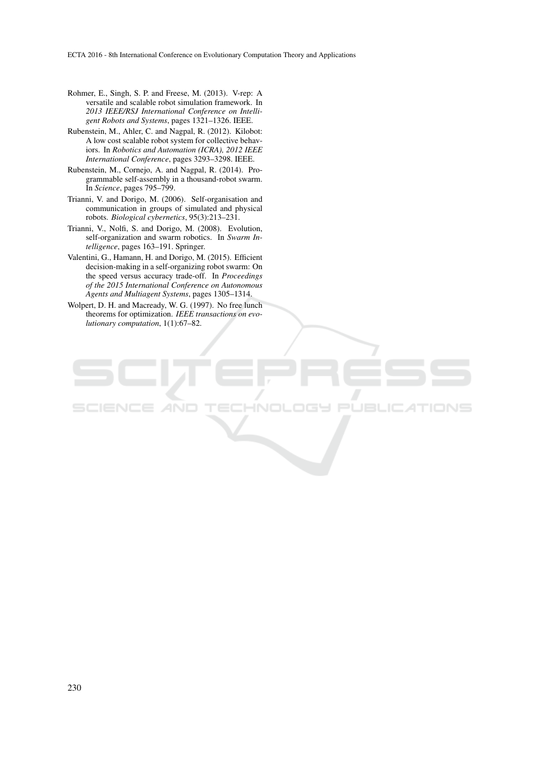Rohmer, E., Singh, S. P. and Freese, M. (2013). V-rep: A versatile and scalable robot simulation framework. In *2013 IEEE/RSJ International Conference on Intelligent Robots and Systems*, pages 1321–1326. IEEE.

Rubenstein, M., Ahler, C. and Nagpal, R. (2012). Kilobot: A low cost scalable robot system for collective behaviors. In *Robotics and Automation (ICRA), 2012 IEEE International Conference*, pages 3293–3298. IEEE.

Rubenstein, M., Cornejo, A. and Nagpal, R. (2014). Programmable self-assembly in a thousand-robot swarm. In *Science*, pages 795–799.

Trianni, V. and Dorigo, M. (2006). Self-organisation and communication in groups of simulated and physical robots. *Biological cybernetics*, 95(3):213–231.

Trianni, V., Nolfi, S. and Dorigo, M. (2008). Evolution, self-organization and swarm robotics. In *Swarm Intelligence*, pages 163–191. Springer.

Valentini, G., Hamann, H. and Dorigo, M. (2015). Efficient decision-making in a self-organizing robot swarm: On the speed versus accuracy trade-off. In *Proceedings of the 2015 International Conference on Autonomous Agents and Multiagent Systems*, pages 1305–1314.

Wolpert, D. H. and Macready, W. G. (1997). No free lunch theorems for optimization. *IEEE transactions on evolutionary computation*, 1(1):67–82.